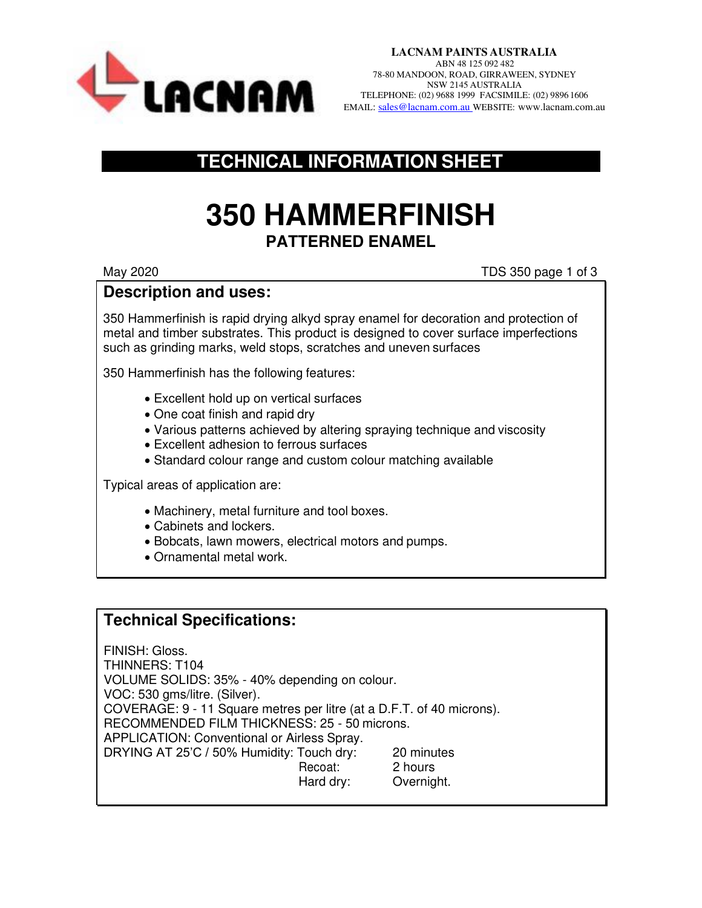**LACNAM PAINTS AUSTRALIA**
ABN 48 125 092 482
78-80 MANDOON, ROAD, GIRRAWEEN, SYDNEY
NSW 2145 AUSTRALIA
TELEPHONE: (02) 9688 1999 FACSIMILE: (02) 9896 1606
EMAIL: sales@lacnam.com.au WEBSITE: www.lacnam.com.au

# TECHNICAL INFORMATION SHEET

# 350 HAMMERFINISH

## PATTERNED ENAMEL

May 2020 TDS 350

## Description and uses:

350 Hammerfinish is rapid drying alkyd spray enamel for decoration and protection of metal and timber substrates. This product is designed to cover surface imperfections such as grinding marks, weld stops, scratches and uneven surfaces

350 Hammerfinish has the following features:

- Excellent hold up on vertical surfaces
- One coat finish and rapid dry
- Various patterns achieved by altering spraying technique and viscosity
- Excellent adhesion to ferrous surfaces
- Standard colour range and custom colour matching available

Typical areas of application are:

- Machinery, metal furniture and tool boxes.
- Cabinets and lockers.
- Bobcats, lawn mowers, electrical motors and pumps.
- Ornamental metal work.

## Technical Specifications:

FINISH: Gloss.
THINNERS: T104
VOLUME SOLIDS: 35% - 40% depending on colour.
VOC: 530 gms/litre. (Silver).
COVERAGE: 9 - 11 Square metres per litre (at a D.F.T. of 40 microns).
RECOMMENDED FILM THICKNESS: 25 - 50 microns.
APPLICATION: Conventional or Airless Spray.
DRYING AT 25'C / 50% Humidity:

| | |
|---|---|
| Touch dry: | 20 minutes |
| Recoat: | 2 hours |
| Hard dry: | Overnight. |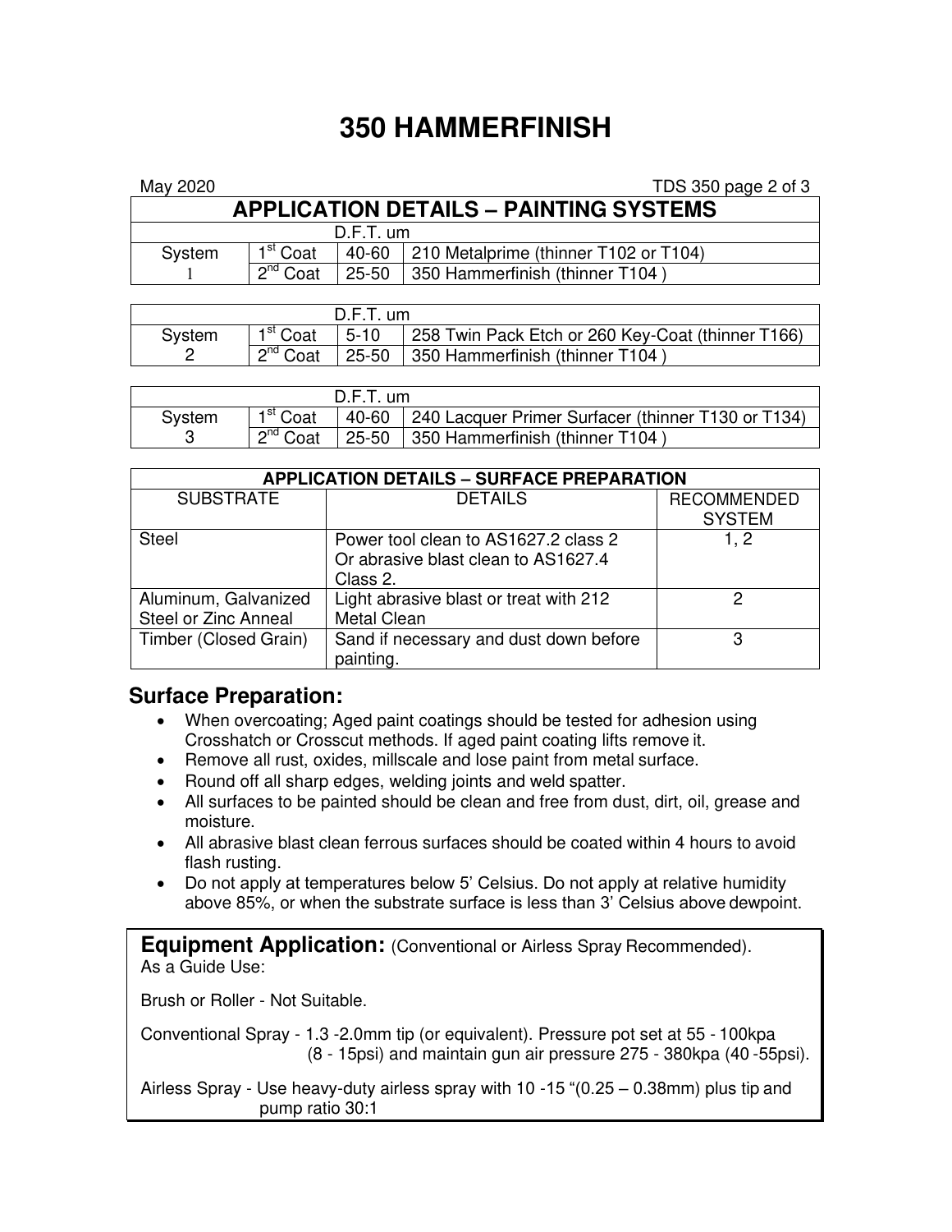# 350 HAMMERFINISH

May 2020

## APPLICATION DETAILS – PAINTING SYSTEMS

| D.F.T. um | | | |
|---|---|---|---|
| System 1 | 1st Coat | 40-60 | 210 Metalprime (thinner T102 or T104) |
| | 2nd Coat | 25-50 | 350 Hammerfinish (thinner T104 ) |

| D.F.T. um | | | |
|---|---|---|---|
| System 2 | 1st Coat | 5-10 | 258 Twin Pack Etch or 260 Key-Coat (thinner T166) |
| | 2nd Coat | 25-50 | 350 Hammerfinish (thinner T104 ) |

| D.F.T. um | | | |
|---|---|---|---|
| System 3 | 1st Coat | 40-60 | 240 Lacquer Primer Surfacer (thinner T130 or T134) |
| | 2nd Coat | 25-50 | 350 Hammerfinish (thinner T104 ) |

**APPLICATION DETAILS – SURFACE PREPARATION**

| SUBSTRATE | DETAILS | RECOMMENDED SYSTEM |
|---|---|---|
| Steel | Power tool clean to AS1627.2 class 2 Or abrasive blast clean to AS1627.4 Class 2. | 1, 2 |
| Aluminum, Galvanized Steel or Zinc Anneal | Light abrasive blast or treat with 212 Metal Clean | 2 |
| Timber (Closed Grain) | Sand if necessary and dust down before painting. | 3 |

## Surface Preparation:

- When overcoating; Aged paint coatings should be tested for adhesion using Crosshatch or Crosscut methods. If aged paint coating lifts remove it.
- Remove all rust, oxides, millscale and lose paint from metal surface.
- Round off all sharp edges, welding joints and weld spatter.
- All surfaces to be painted should be clean and free from dust, dirt, oil, grease and moisture.
- All abrasive blast clean ferrous surfaces should be coated within 4 hours to avoid flash rusting.
- Do not apply at temperatures below 5' Celsius. Do not apply at relative humidity above 85%, or when the substrate surface is less than 3' Celsius above dewpoint.

**Equipment Application:** (Conventional or Airless Spray Recommended).
As a Guide Use:

Brush or Roller - Not Suitable.

Conventional Spray - 1.3 -2.0mm tip (or equivalent). Pressure pot set at 55 - 100kpa (8 - 15psi) and maintain gun air pressure 275 - 380kpa (40 -55psi).

Airless Spray - Use heavy-duty airless spray with 10 -15 "(0.25 – 0.38mm) plus tip and pump ratio 30:1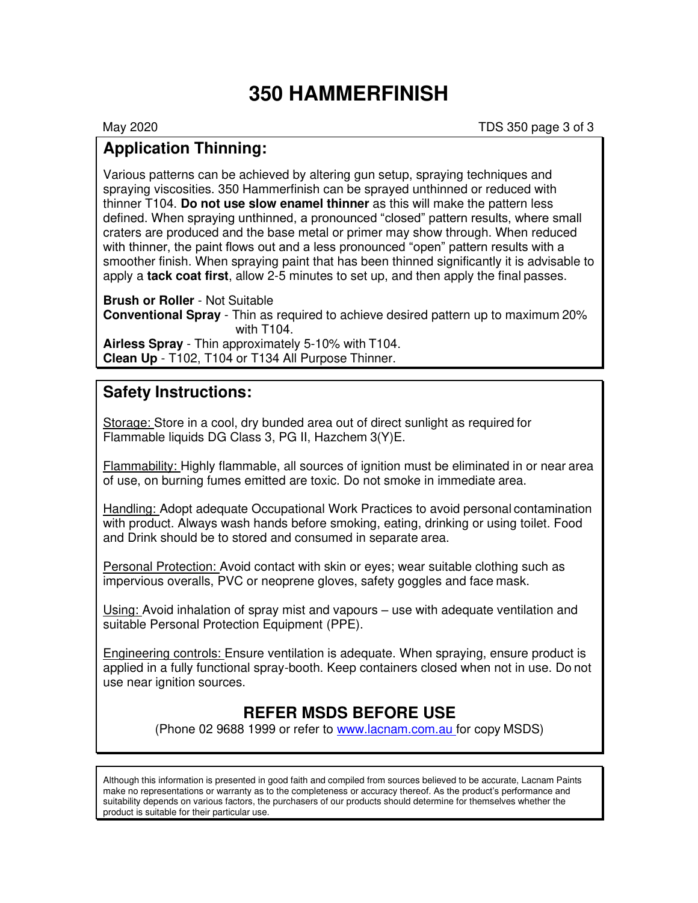# 350 HAMMERFINISH

May 2020

## Application Thinning:

Various patterns can be achieved by altering gun setup, spraying techniques and spraying viscosities. 350 Hammerfinish can be sprayed unthinned or reduced with thinner T104. **Do not use slow enamel thinner** as this will make the pattern less defined. When spraying unthinned, a pronounced “closed” pattern results, where small craters are produced and the base metal or primer may show through. When reduced with thinner, the paint flows out and a less pronounced “open” pattern results with a smoother finish. When spraying paint that has been thinned significantly it is advisable to apply a **tack coat first**, allow 2-5 minutes to set up, and then apply the final passes.

**Brush or Roller** - Not Suitable
**Conventional Spray** - Thin as required to achieve desired pattern up to maximum 20% with T104.
**Airless Spray** - Thin approximately 5-10% with T104.
**Clean Up** - T102, T104 or T134 All Purpose Thinner.

## Safety Instructions:

Storage: Store in a cool, dry bunded area out of direct sunlight as required for Flammable liquids DG Class 3, PG II, Hazchem 3(Y)E.

Flammability: Highly flammable, all sources of ignition must be eliminated in or near area of use, on burning fumes emitted are toxic. Do not smoke in immediate area.

Handling: Adopt adequate Occupational Work Practices to avoid personal contamination with product. Always wash hands before smoking, eating, drinking or using toilet. Food and Drink should be to stored and consumed in separate area.

Personal Protection: Avoid contact with skin or eyes; wear suitable clothing such as impervious overalls, PVC or neoprene gloves, safety goggles and face mask.

Using: Avoid inhalation of spray mist and vapours – use with adequate ventilation and suitable Personal Protection Equipment (PPE).

Engineering controls: Ensure ventilation is adequate. When spraying, ensure product is applied in a fully functional spray-booth. Keep containers closed when not in use. Do not use near ignition sources.

### REFER MSDS BEFORE USE

(Phone 02 9688 1999 or refer to www.lacnam.com.au for copy MSDS)

Although this information is presented in good faith and compiled from sources believed to be accurate, Lacnam Paints make no representations or warranty as to the completeness or accuracy thereof. As the product’s performance and suitability depends on various factors, the purchasers of our products should determine for themselves whether the product is suitable for their particular use.